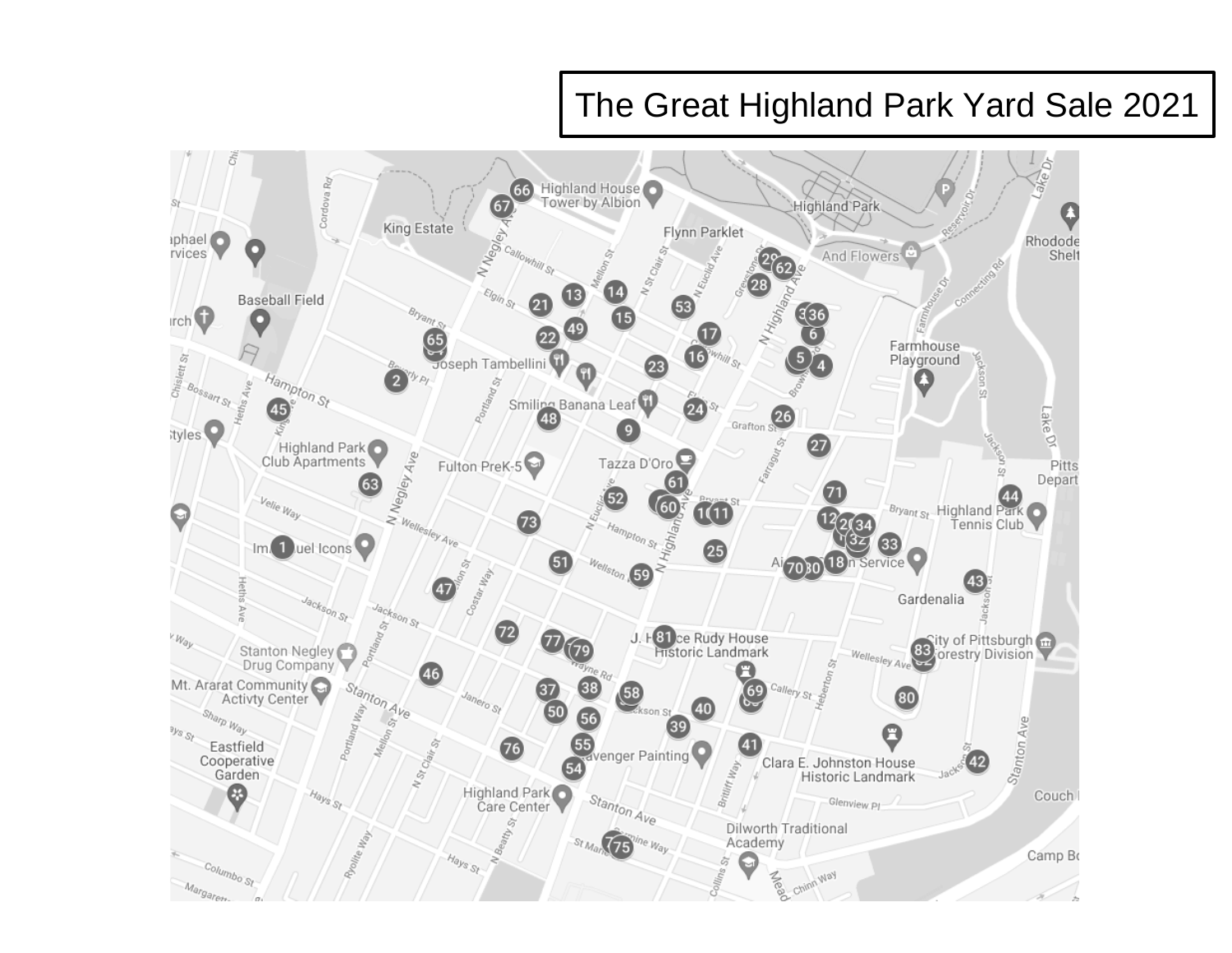The Great Highland Park Yard Sale 2021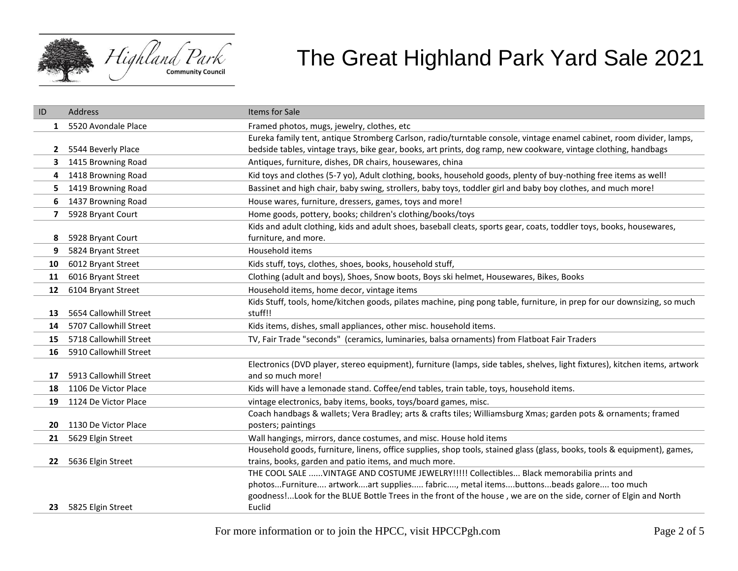# The Great Highland Park Yard Sale 2021

Highland Park Community Council

| ID | Address | Items for Sale |
|---|---|---|
| 1 | 5520 Avondale Place | Framed photos, mugs, jewelry, clothes, etc |
| 2 | 5544 Beverly Place | Eureka family tent, antique Stromberg Carlson, radio/turntable console, vintage enamel cabinet, room divider, lamps, bedside tables, vintage trays, bike gear, books, art prints, dog ramp, new cookware, vintage clothing, handbags |
| 3 | 1415 Browning Road | Antiques, furniture, dishes, DR chairs, housewares, china |
| 4 | 1418 Browning Road | Kid toys and clothes (5-7 yo), Adult clothing, books, household goods, plenty of buy-nothing free items as well! |
| 5 | 1419 Browning Road | Bassinet and high chair, baby swing, strollers, baby toys, toddler girl and baby boy clothes, and much more! |
| 6 | 1437 Browning Road | House wares, furniture, dressers, games, toys and more! |
| 7 | 5928 Bryant Court | Home goods, pottery, books; children's clothing/books/toys |
| 8 | 5928 Bryant Court | Kids and adult clothing, kids and adult shoes, baseball cleats, sports gear, coats, toddler toys, books, housewares, furniture, and more. |
| 9 | 5824 Bryant Street | Household items |
| 10 | 6012 Bryant Street | Kids stuff, toys, clothes, shoes, books, household stuff, |
| 11 | 6016 Bryant Street | Clothing (adult and boys), Shoes, Snow boots, Boys ski helmet, Housewares, Bikes, Books |
| 12 | 6104 Bryant Street | Household items, home decor, vintage items |
| 13 | 5654 Callowhill Street | Kids Stuff, tools, home/kitchen goods, pilates machine, ping pong table, furniture, in prep for our downsizing, so much stuff!! |
| 14 | 5707 Callowhill Street | Kids items, dishes, small appliances, other misc. household items. |
| 15 | 5718 Callowhill Street | TV, Fair Trade "seconds" (ceramics, luminaries, balsa ornaments) from Flatboat Fair Traders |
| 16 | 5910 Callowhill Street | |
| 17 | 5913 Callowhill Street | Electronics (DVD player, stereo equipment), furniture (lamps, side tables, shelves, light fixtures), kitchen items, artwork and so much more! |
| 18 | 1106 De Victor Place | Kids will have a lemonade stand. Coffee/end tables, train table, toys, household items. |
| 19 | 1124 De Victor Place | vintage electronics, baby items, books, toys/board games, misc. |
| 20 | 1130 De Victor Place | Coach handbags & wallets; Vera Bradley; arts & crafts tiles; Williamsburg Xmas; garden pots & ornaments; framed posters; paintings |
| 21 | 5629 Elgin Street | Wall hangings, mirrors, dance costumes, and misc. House hold items |
| 22 | 5636 Elgin Street | Household goods, furniture, linens, office supplies, shop tools, stained glass (glass, books, tools & equipment), games, trains, books, garden and patio items, and much more. |
| 23 | 5825 Elgin Street | THE COOL SALE ......VINTAGE AND COSTUME JEWELRY!!!!! Collectibles... Black memorabilia prints and photos...Furniture.... artwork....art supplies..... fabric...., metal items....buttons...beads galore.... too much goodness!...Look for the BLUE Bottle Trees in the front of the house , we are on the side, corner of Elgin and North Euclid |

For more information or to join the HPCC, visit HPCCPgh.com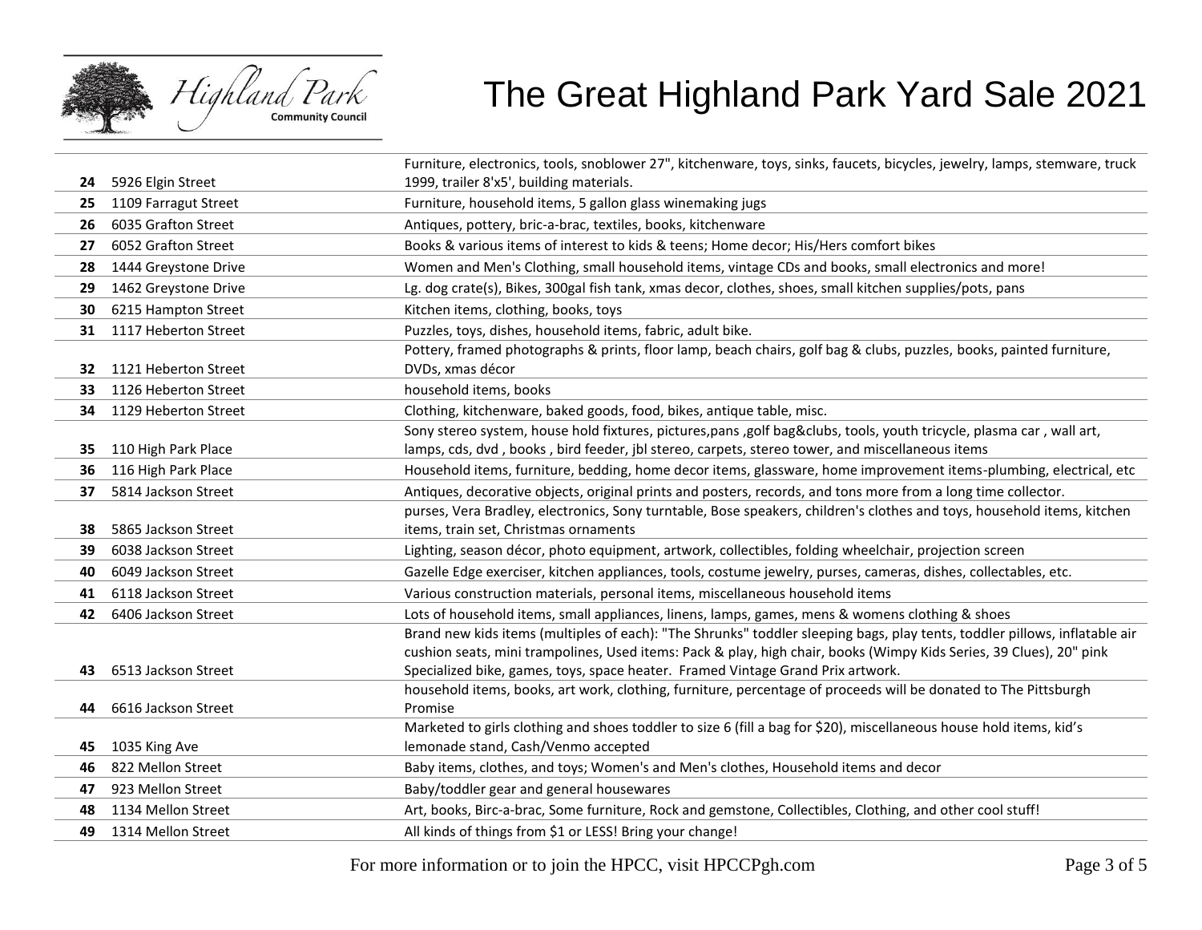# The Great Highland Park Yard Sale 2021

| | | |
|---|---|---|
| 24 | 5926 Elgin Street | Furniture, electronics, tools, snoblower 27", kitchenware, toys, sinks, faucets, bicycles, jewelry, lamps, stemware, truck 1999, trailer 8'x5', building materials. |
| 25 | 1109 Farragut Street | Furniture, household items, 5 gallon glass winemaking jugs |
| 26 | 6035 Grafton Street | Antiques, pottery, bric-a-brac, textiles, books, kitchenware |
| 27 | 6052 Grafton Street | Books & various items of interest to kids & teens; Home decor; His/Hers comfort bikes |
| 28 | 1444 Greystone Drive | Women and Men's Clothing, small household items, vintage CDs and books, small electronics and more! |
| 29 | 1462 Greystone Drive | Lg. dog crate(s), Bikes, 300gal fish tank, xmas decor, clothes, shoes, small kitchen supplies/pots, pans |
| 30 | 6215 Hampton Street | Kitchen items, clothing, books, toys |
| 31 | 1117 Heberton Street | Puzzles, toys, dishes, household items, fabric, adult bike. |
| 32 | 1121 Heberton Street | Pottery, framed photographs & prints, floor lamp, beach chairs, golf bag & clubs, puzzles, books, painted furniture, DVDs, xmas décor |
| 33 | 1126 Heberton Street | household items, books |
| 34 | 1129 Heberton Street | Clothing, kitchenware, baked goods, food, bikes, antique table, misc. |
| 35 | 110 High Park Place | Sony stereo system, house hold fixtures, pictures,pans ,golf bag&clubs, tools, youth tricycle, plasma car , wall art, lamps, cds, dvd , books , bird feeder, jbl stereo, carpets, stereo tower, and miscellaneous items |
| 36 | 116 High Park Place | Household items, furniture, bedding, home decor items, glassware, home improvement items-plumbing, electrical, etc |
| 37 | 5814 Jackson Street | Antiques, decorative objects, original prints and posters, records, and tons more from a long time collector. |
| 38 | 5865 Jackson Street | purses, Vera Bradley, electronics, Sony turntable, Bose speakers, children's clothes and toys, household items, kitchen items, train set, Christmas ornaments |
| 39 | 6038 Jackson Street | Lighting, season décor, photo equipment, artwork, collectibles, folding wheelchair, projection screen |
| 40 | 6049 Jackson Street | Gazelle Edge exerciser, kitchen appliances, tools, costume jewelry, purses, cameras, dishes, collectables, etc. |
| 41 | 6118 Jackson Street | Various construction materials, personal items, miscellaneous household items |
| 42 | 6406 Jackson Street | Lots of household items, small appliances, linens, lamps, games, mens & womens clothing & shoes |
| 43 | 6513 Jackson Street | Brand new kids items (multiples of each): "The Shrunks" toddler sleeping bags, play tents, toddler pillows, inflatable air cushion seats, mini trampolines, Used items: Pack & play, high chair, books (Wimpy Kids Series, 39 Clues), 20" pink Specialized bike, games, toys, space heater. Framed Vintage Grand Prix artwork. |
| 44 | 6616 Jackson Street | household items, books, art work, clothing, furniture, percentage of proceeds will be donated to The Pittsburgh Promise |
| 45 | 1035 King Ave | Marketed to girls clothing and shoes toddler to size 6 (fill a bag for $20), miscellaneous house hold items, kid's lemonade stand, Cash/Venmo accepted |
| 46 | 822 Mellon Street | Baby items, clothes, and toys; Women's and Men's clothes, Household items and decor |
| 47 | 923 Mellon Street | Baby/toddler gear and general housewares |
| 48 | 1134 Mellon Street | Art, books, Birc-a-brac, Some furniture, Rock and gemstone, Collectibles, Clothing, and other cool stuff! |
| 49 | 1314 Mellon Street | All kinds of things from $1 or LESS! Bring your change! |

For more information or to join the HPCC, visit HPCCPgh.com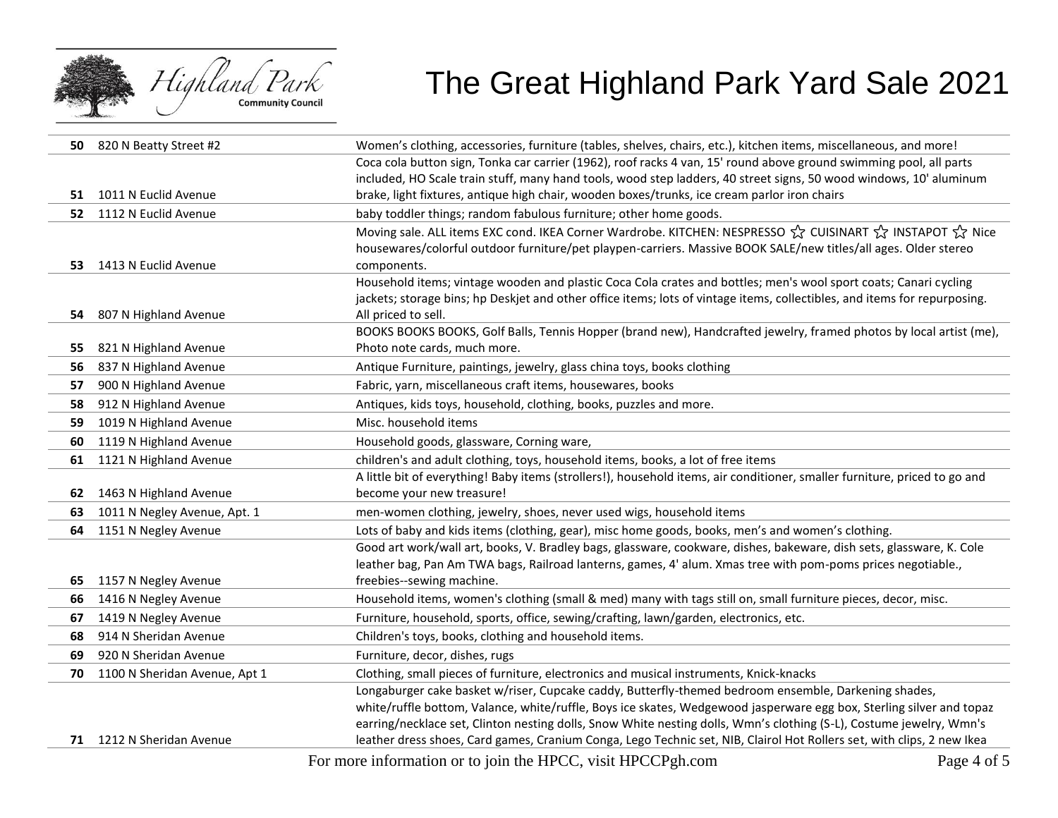# The Great Highland Park Yard Sale 2021

| # | Address | Items |
|---|---|---|
| 50 | 820 N Beatty Street #2 | Women's clothing, accessories, furniture (tables, shelves, chairs, etc.), kitchen items, miscellaneous, and more! |
| 51 | 1011 N Euclid Avenue | Coca cola button sign, Tonka car carrier (1962), roof racks 4 van, 15' round above ground swimming pool, all parts included, HO Scale train stuff, many hand tools, wood step ladders, 40 street signs, 50 wood windows, 10' aluminum brake, light fixtures, antique high chair, wooden boxes/trunks, ice cream parlor iron chairs |
| 52 | 1112 N Euclid Avenue | baby toddler things; random fabulous furniture; other home goods. |
| 53 | 1413 N Euclid Avenue | Moving sale. ALL items EXC cond. IKEA Corner Wardrobe. KITCHEN: NESPRESSO ☆ CUISINART ☆ INSTAPOT ☆ Nice housewares/colorful outdoor furniture/pet playpen-carriers. Massive BOOK SALE/new titles/all ages. Older stereo components. |
| 54 | 807 N Highland Avenue | Household items; vintage wooden and plastic Coca Cola crates and bottles; men's wool sport coats; Canari cycling jackets; storage bins; hp Deskjet and other office items; lots of vintage items, collectibles, and items for repurposing. All priced to sell. |
| 55 | 821 N Highland Avenue | BOOKS BOOKS BOOKS, Golf Balls, Tennis Hopper (brand new), Handcrafted jewelry, framed photos by local artist (me), Photo note cards, much more. |
| 56 | 837 N Highland Avenue | Antique Furniture, paintings, jewelry, glass china toys, books clothing |
| 57 | 900 N Highland Avenue | Fabric, yarn, miscellaneous craft items, housewares, books |
| 58 | 912 N Highland Avenue | Antiques, kids toys, household, clothing, books, puzzles and more. |
| 59 | 1019 N Highland Avenue | Misc. household items |
| 60 | 1119 N Highland Avenue | Household goods, glassware, Corning ware, |
| 61 | 1121 N Highland Avenue | children's and adult clothing, toys, household items, books, a lot of free items |
| 62 | 1463 N Highland Avenue | A little bit of everything! Baby items (strollers!), household items, air conditioner, smaller furniture, priced to go and become your new treasure! |
| 63 | 1011 N Negley Avenue, Apt. 1 | men-women clothing, jewelry, shoes, never used wigs, household items |
| 64 | 1151 N Negley Avenue | Lots of baby and kids items (clothing, gear), misc home goods, books, men's and women's clothing. |
| 65 | 1157 N Negley Avenue | Good art work/wall art, books, V. Bradley bags, glassware, cookware, dishes, bakeware, dish sets, glassware, K. Cole leather bag, Pan Am TWA bags, Railroad lanterns, games, 4' alum. Xmas tree with pom-poms prices negotiable., freebies--sewing machine. |
| 66 | 1416 N Negley Avenue | Household items, women's clothing (small & med) many with tags still on, small furniture pieces, decor, misc. |
| 67 | 1419 N Negley Avenue | Furniture, household, sports, office, sewing/crafting, lawn/garden, electronics, etc. |
| 68 | 914 N Sheridan Avenue | Children's toys, books, clothing and household items. |
| 69 | 920 N Sheridan Avenue | Furniture, decor, dishes, rugs |
| 70 | 1100 N Sheridan Avenue, Apt 1 | Clothing, small pieces of furniture, electronics and musical instruments, Knick-knacks |
| 71 | 1212 N Sheridan Avenue | Longaburger cake basket w/riser, Cupcake caddy, Butterfly-themed bedroom ensemble, Darkening shades, white/ruffle bottom, Valance, white/ruffle, Boys ice skates, Wedgewood jasperware egg box, Sterling silver and topaz earring/necklace set, Clinton nesting dolls, Snow White nesting dolls, Wmn's clothing (S-L), Costume jewelry, Wmn's leather dress shoes, Card games, Cranium Conga, Lego Technic set, NIB, Clairol Hot Rollers set, with clips, 2 new Ikea |

For more information or to join the HPCC, visit HPCCPgh.com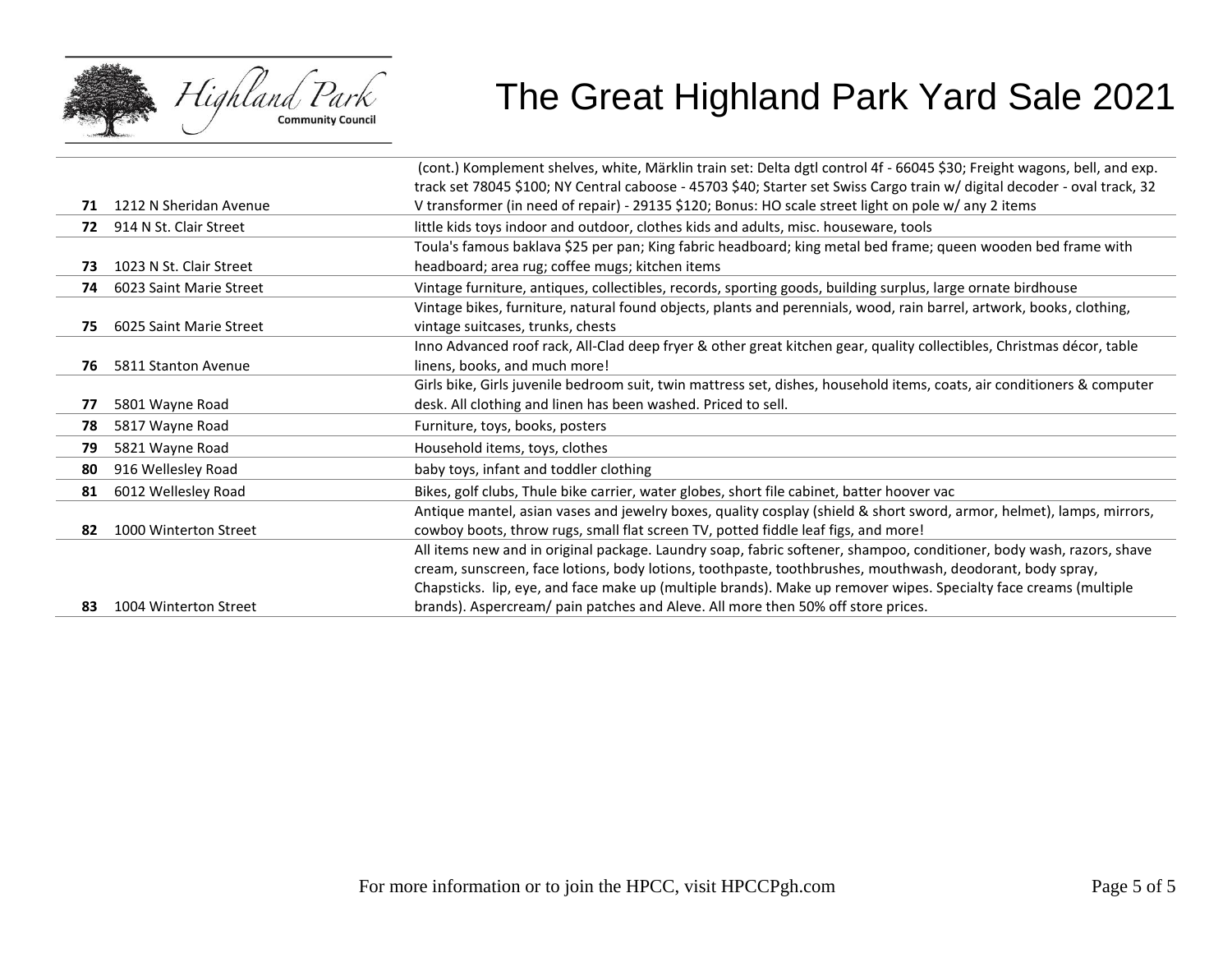# The Great Highland Park Yard Sale 2021

| | | |
|---|---|---|
| **71** | 1212 N Sheridan Avenue | (cont.) Komplement shelves, white, Märklin train set: Delta dgtl control 4f - 66045 $30; Freight wagons, bell, and exp. track set 78045 $100; NY Central caboose - 45703 $40; Starter set Swiss Cargo train w/ digital decoder - oval track, 32 V transformer (in need of repair) - 29135 $120; Bonus: HO scale street light on pole w/ any 2 items |
| **72** | 914 N St. Clair Street | little kids toys indoor and outdoor, clothes kids and adults, misc. houseware, tools |
| **73** | 1023 N St. Clair Street | Toula's famous baklava $25 per pan; King fabric headboard; king metal bed frame; queen wooden bed frame with headboard; area rug; coffee mugs; kitchen items |
| **74** | 6023 Saint Marie Street | Vintage furniture, antiques, collectibles, records, sporting goods, building surplus, large ornate birdhouse |
| **75** | 6025 Saint Marie Street | Vintage bikes, furniture, natural found objects, plants and perennials, wood, rain barrel, artwork, books, clothing, vintage suitcases, trunks, chests |
| **76** | 5811 Stanton Avenue | Inno Advanced roof rack, All-Clad deep fryer & other great kitchen gear, quality collectibles, Christmas décor, table linens, books, and much more! |
| **77** | 5801 Wayne Road | Girls bike, Girls juvenile bedroom suit, twin mattress set, dishes, household items, coats, air conditioners & computer desk. All clothing and linen has been washed. Priced to sell. |
| **78** | 5817 Wayne Road | Furniture, toys, books, posters |
| **79** | 5821 Wayne Road | Household items, toys, clothes |
| **80** | 916 Wellesley Road | baby toys, infant and toddler clothing |
| **81** | 6012 Wellesley Road | Bikes, golf clubs, Thule bike carrier, water globes, short file cabinet, batter hoover vac |
| **82** | 1000 Winterton Street | Antique mantel, asian vases and jewelry boxes, quality cosplay (shield & short sword, armor, helmet), lamps, mirrors, cowboy boots, throw rugs, small flat screen TV, potted fiddle leaf figs, and more! |
| **83** | 1004 Winterton Street | All items new and in original package. Laundry soap, fabric softener, shampoo, conditioner, body wash, razors, shave cream, sunscreen, face lotions, body lotions, toothpaste, toothbrushes, mouthwash, deodorant, body spray, Chapsticks. lip, eye, and face make up (multiple brands). Make up remover wipes. Specialty face creams (multiple brands). Aspercream/ pain patches and Aleve. All more then 50% off store prices. |

For more information or to join the HPCC, visit HPCCPgh.com